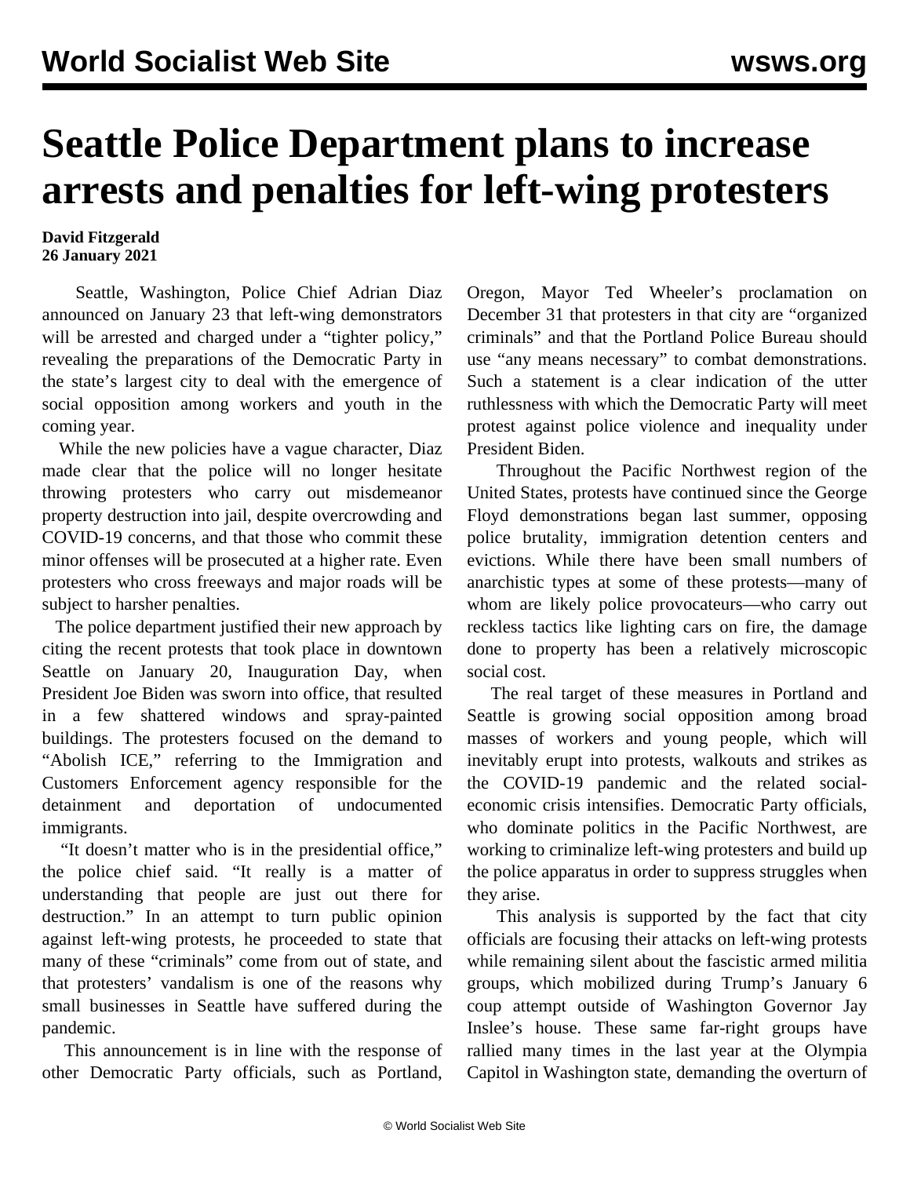# Seattle Police Department plans to increase arrests and penalties for left-wing protesters

**David Fitzgerald**
**26 January 2021**

Seattle, Washington, Police Chief Adrian Diaz announced on January 23 that left-wing demonstrators will be arrested and charged under a "tighter policy," revealing the preparations of the Democratic Party in the state's largest city to deal with the emergence of social opposition among workers and youth in the coming year.

While the new policies have a vague character, Diaz made clear that the police will no longer hesitate throwing protesters who carry out misdemeanor property destruction into jail, despite overcrowding and COVID-19 concerns, and that those who commit these minor offenses will be prosecuted at a higher rate. Even protesters who cross freeways and major roads will be subject to harsher penalties.

The police department justified their new approach by citing the recent protests that took place in downtown Seattle on January 20, Inauguration Day, when President Joe Biden was sworn into office, that resulted in a few shattered windows and spray-painted buildings. The protesters focused on the demand to "Abolish ICE," referring to the Immigration and Customers Enforcement agency responsible for the detainment and deportation of undocumented immigrants.

"It doesn't matter who is in the presidential office," the police chief said. "It really is a matter of understanding that people are just out there for destruction." In an attempt to turn public opinion against left-wing protests, he proceeded to state that many of these "criminals" come from out of state, and that protesters' vandalism is one of the reasons why small businesses in Seattle have suffered during the pandemic.

This announcement is in line with the response of other Democratic Party officials, such as Portland, Oregon, Mayor Ted Wheeler's proclamation on December 31 that protesters in that city are "organized criminals" and that the Portland Police Bureau should use "any means necessary" to combat demonstrations. Such a statement is a clear indication of the utter ruthlessness with which the Democratic Party will meet protest against police violence and inequality under President Biden.

Throughout the Pacific Northwest region of the United States, protests have continued since the George Floyd demonstrations began last summer, opposing police brutality, immigration detention centers and evictions. While there have been small numbers of anarchistic types at some of these protests—many of whom are likely police provocateurs—who carry out reckless tactics like lighting cars on fire, the damage done to property has been a relatively microscopic social cost.

The real target of these measures in Portland and Seattle is growing social opposition among broad masses of workers and young people, which will inevitably erupt into protests, walkouts and strikes as the COVID-19 pandemic and the related social-economic crisis intensifies. Democratic Party officials, who dominate politics in the Pacific Northwest, are working to criminalize left-wing protesters and build up the police apparatus in order to suppress struggles when they arise.

This analysis is supported by the fact that city officials are focusing their attacks on left-wing protests while remaining silent about the fascistic armed militia groups, which mobilized during Trump's January 6 coup attempt outside of Washington Governor Jay Inslee's house. These same far-right groups have rallied many times in the last year at the Olympia Capitol in Washington state, demanding the overturn of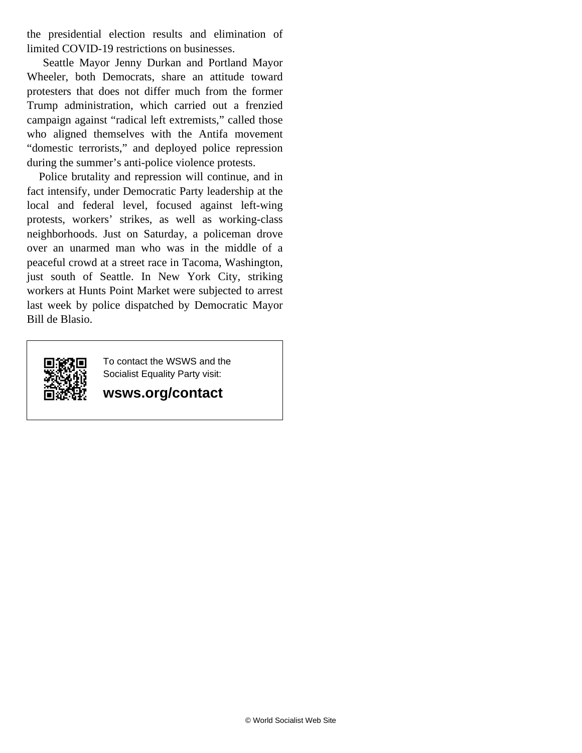the presidential election results and elimination of limited COVID-19 restrictions on businesses.

Seattle Mayor Jenny Durkan and Portland Mayor Wheeler, both Democrats, share an attitude toward protesters that does not differ much from the former Trump administration, which carried out a frenzied campaign against "radical left extremists," called those who aligned themselves with the Antifa movement "domestic terrorists," and deployed police repression during the summer's anti-police violence protests.

Police brutality and repression will continue, and in fact intensify, under Democratic Party leadership at the local and federal level, focused against left-wing protests, workers' strikes, as well as working-class neighborhoods. Just on Saturday, a policeman drove over an unarmed man who was in the middle of a peaceful crowd at a street race in Tacoma, Washington, just south of Seattle. In New York City, striking workers at Hunts Point Market were subjected to arrest last week by police dispatched by Democratic Mayor Bill de Blasio.

To contact the WSWS and the Socialist Equality Party visit:

**wsws.org/contact**